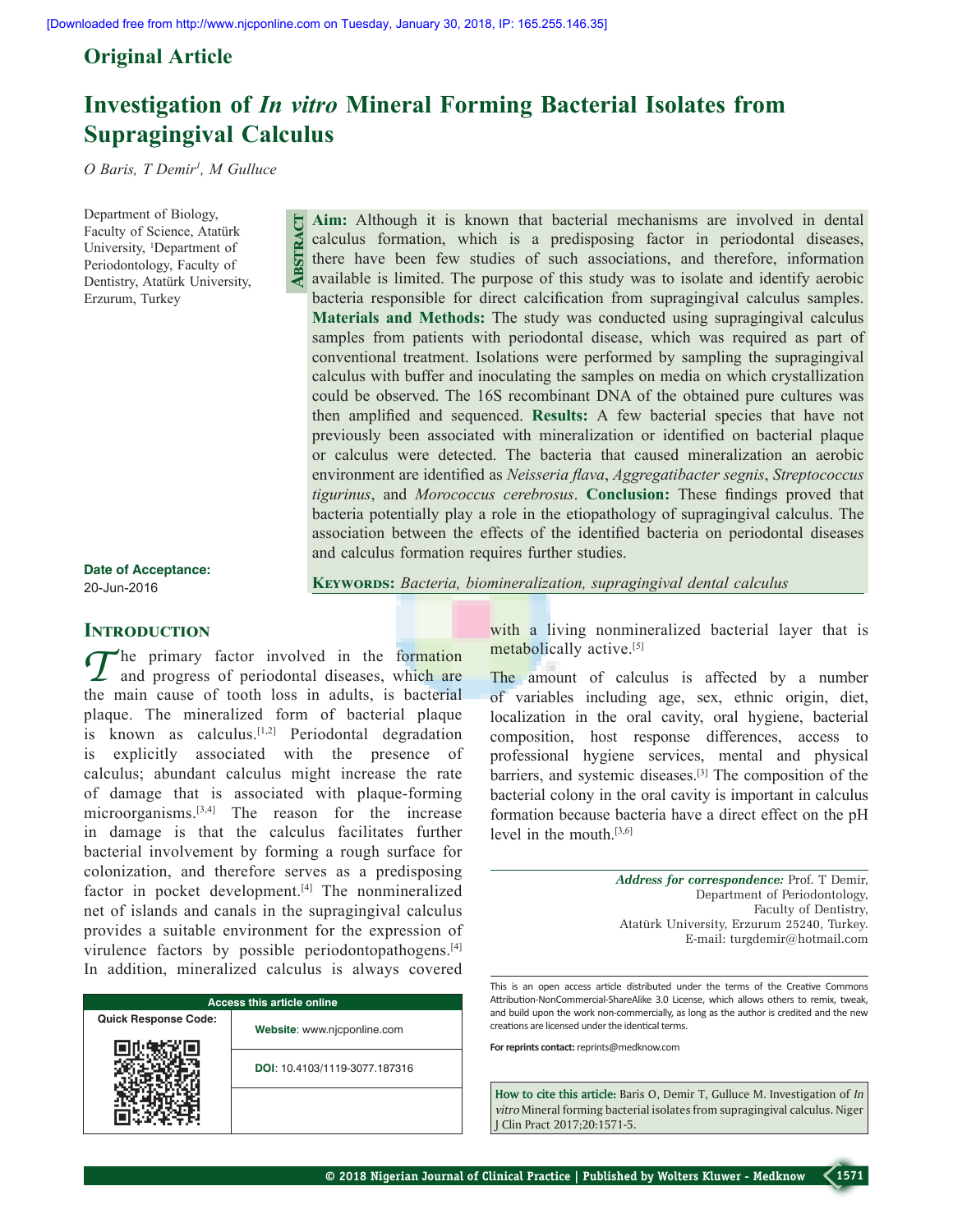Original Article

# Investigation of *In vitro* Mineral Forming Bacterial Isolates from Supragingival Calculus

*O Baris, T Demir[1], M Gulluce*

Department of Biology, Faculty of Science, Atatürk University, [1]Department of Periodontology, Faculty of Dentistry, Atatürk University, Erzurum, Turkey

**Abstract**

**Aim:** Although it is known that bacterial mechanisms are involved in dental calculus formation, which is a predisposing factor in periodontal diseases, there have been few studies of such associations, and therefore, information available is limited. The purpose of this study was to isolate and identify aerobic bacteria responsible for direct calcification from supragingival calculus samples. **Materials and Methods:** The study was conducted using supragingival calculus samples from patients with periodontal disease, which was required as part of conventional treatment. Isolations were performed by sampling the supragingival calculus with buffer and inoculating the samples on media on which crystallization could be observed. The 16S recombinant DNA of the obtained pure cultures was then amplified and sequenced. **Results:** A few bacterial species that have not previously been associated with mineralization or identified on bacterial plaque or calculus were detected. The bacteria that caused mineralization an aerobic environment are identified as *Neisseria flava*, *Aggregatibacter segnis*, *Streptococcus tigurinus*, and *Morococcus cerebrosus*. **Conclusion:** These findings proved that bacteria potentially play a role in the etiopathology of supragingival calculus. The association between the effects of the identified bacteria on periodontal diseases and calculus formation requires further studies.

**Keywords:** *Bacteria, biomineralization, supragingival dental calculus*

**Date of Acceptance:**
20-Jun-2016

## Introduction

The primary factor involved in the formation and progress of periodontal diseases, which are the main cause of tooth loss in adults, is bacterial plaque. The mineralized form of bacterial plaque is known as calculus.[1,2] Periodontal degradation is explicitly associated with the presence of calculus; abundant calculus might increase the rate of damage that is associated with plaque-forming microorganisms.[3,4] The reason for the increase in damage is that the calculus facilitates further bacterial involvement by forming a rough surface for colonization, and therefore serves as a predisposing factor in pocket development.[4] The nonmineralized net of islands and canals in the supragingival calculus provides a suitable environment for the expression of virulence factors by possible periodontopathogens.[4] In addition, mineralized calculus is always covered with a living nonmineralized bacterial layer that is metabolically active.[5]

The amount of calculus is affected by a number of variables including age, sex, ethnic origin, diet, localization in the oral cavity, oral hygiene, bacterial composition, host response differences, access to professional hygiene services, mental and physical barriers, and systemic diseases.[3] The composition of the bacterial colony in the oral cavity is important in calculus formation because bacteria have a direct effect on the pH level in the mouth.[3,6]

***Address for correspondence:*** Prof. T Demir,
Department of Periodontology,
Faculty of Dentistry,
Atatürk University, Erzurum 25240, Turkey.
E-mail: turgdemir@hotmail.com

| Access this article online | |
|---|---|
| Quick Response Code: | **Website**: www.njcponline.com |
| | **DOI**: 10.4103/1119-3077.187316 |

This is an open access article distributed under the terms of the Creative Commons Attribution-NonCommercial-ShareAlike 3.0 License, which allows others to remix, tweak, and build upon the work non-commercially, as long as the author is credited and the new creations are licensed under the identical terms.

**For reprints contact:** reprints@medknow.com

**How to cite this article:** Baris O, Demir T, Gulluce M. Investigation of *In vitro* Mineral forming bacterial isolates from supragingival calculus. Niger J Clin Pract 2017;20:1571-5.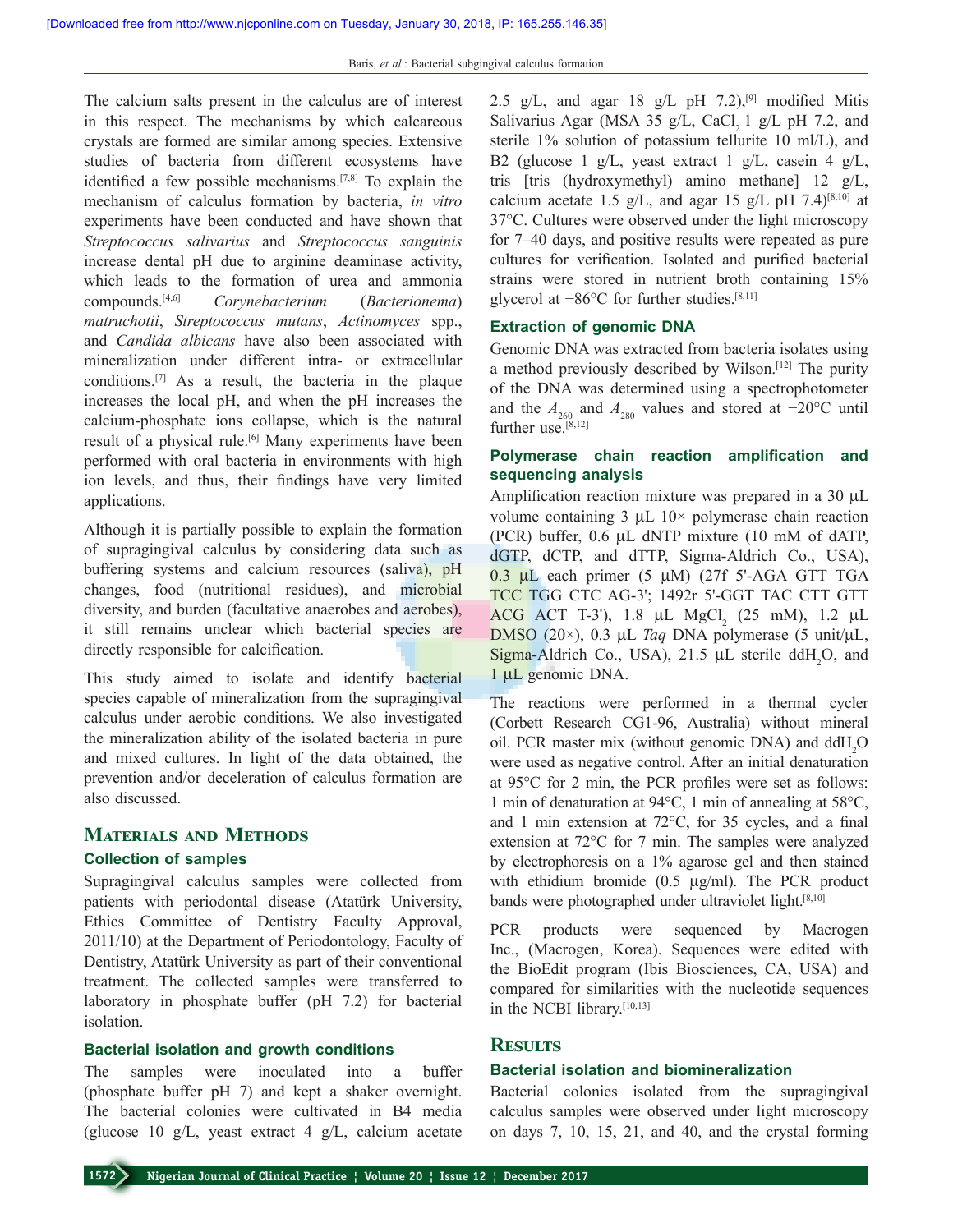The calcium salts present in the calculus are of interest in this respect. The mechanisms by which calcareous crystals are formed are similar among species. Extensive studies of bacteria from different ecosystems have identified a few possible mechanisms.[7,8] To explain the mechanism of calculus formation by bacteria, *in vitro* experiments have been conducted and have shown that *Streptococcus salivarius* and *Streptococcus sanguinis* increase dental pH due to arginine deaminase activity, which leads to the formation of urea and ammonia compounds.[4,6] *Corynebacterium* (*Bacterionema*) *matruchotii*, *Streptococcus mutans*, *Actinomyces* spp., and *Candida albicans* have also been associated with mineralization under different intra- or extracellular conditions.[7] As a result, the bacteria in the plaque increases the local pH, and when the pH increases the calcium-phosphate ions collapse, which is the natural result of a physical rule.[6] Many experiments have been performed with oral bacteria in environments with high ion levels, and thus, their findings have very limited applications.

Although it is partially possible to explain the formation of supragingival calculus by considering data such as buffering systems and calcium resources (saliva), pH changes, food (nutritional residues), and microbial diversity, and burden (facultative anaerobes and aerobes), it still remains unclear which bacterial species are directly responsible for calcification.

This study aimed to isolate and identify bacterial species capable of mineralization from the supragingival calculus under aerobic conditions. We also investigated the mineralization ability of the isolated bacteria in pure and mixed cultures. In light of the data obtained, the prevention and/or deceleration of calculus formation are also discussed.

## Materials and Methods

### Collection of samples

Supragingival calculus samples were collected from patients with periodontal disease (Atatürk University, Ethics Committee of Dentistry Faculty Approval, 2011/10) at the Department of Periodontology, Faculty of Dentistry, Atatürk University as part of their conventional treatment. The collected samples were transferred to laboratory in phosphate buffer (pH 7.2) for bacterial isolation.

### Bacterial isolation and growth conditions

The samples were inoculated into a buffer (phosphate buffer pH 7) and kept a shaker overnight. The bacterial colonies were cultivated in B4 media (glucose 10 g/L, yeast extract 4 g/L, calcium acetate 2.5 g/L, and agar 18 g/L pH 7.2),[9] modified Mitis Salivarius Agar (MSA 35 g/L, $CaCl_2$ 1 g/L pH 7.2, and sterile 1% solution of potassium tellurite 10 ml/L), and B2 (glucose 1 g/L, yeast extract 1 g/L, casein 4 g/L, tris [tris (hydroxymethyl) amino methane] 12 g/L, calcium acetate 1.5 g/L, and agar 15 g/L pH 7.4)[8,10] at 37°C. Cultures were observed under the light microscopy for 7–40 days, and positive results were repeated as pure cultures for verification. Isolated and purified bacterial strains were stored in nutrient broth containing 15% glycerol at −86°C for further studies.[8,11]

### Extraction of genomic DNA

Genomic DNA was extracted from bacteria isolates using a method previously described by Wilson.[12] The purity of the DNA was determined using a spectrophotometer and the $A_{260}$ and $A_{280}$ values and stored at −20°C until further use.[8,12]

### Polymerase chain reaction amplification and sequencing analysis

Amplification reaction mixture was prepared in a 30 μL volume containing 3 μL 10× polymerase chain reaction (PCR) buffer, 0.6 μL dNTP mixture (10 mM of dATP, dGTP, dCTP, and dTTP, Sigma-Aldrich Co., USA), 0.3 μL each primer (5 μM) (27f 5'-AGA GTT TGA TCC TGG CTC AG-3'; 1492r 5'-GGT TAC CTT GTT ACG ACT T-3'), 1.8 μL $MgCl_2$ (25 mM), 1.2 μL DMSO (20×), 0.3 μL *Taq* DNA polymerase (5 unit/μL, Sigma-Aldrich Co., USA), 21.5 μL sterile dd$H_2O$, and 1 μL genomic DNA.

The reactions were performed in a thermal cycler (Corbett Research CG1-96, Australia) without mineral oil. PCR master mix (without genomic DNA) and dd$H_2O$ were used as negative control. After an initial denaturation at 95°C for 2 min, the PCR profiles were set as follows: 1 min of denaturation at 94°C, 1 min of annealing at 58°C, and 1 min extension at 72°C, for 35 cycles, and a final extension at 72°C for 7 min. The samples were analyzed by electrophoresis on a 1% agarose gel and then stained with ethidium bromide (0.5 μg/ml). The PCR product bands were photographed under ultraviolet light.[8,10]

PCR products were sequenced by Macrogen Inc., (Macrogen, Korea). Sequences were edited with the BioEdit program (Ibis Biosciences, CA, USA) and compared for similarities with the nucleotide sequences in the NCBI library.[10,13]

## Results

### Bacterial isolation and biomineralization

Bacterial colonies isolated from the supragingival calculus samples were observed under light microscopy on days 7, 10, 15, 21, and 40, and the crystal forming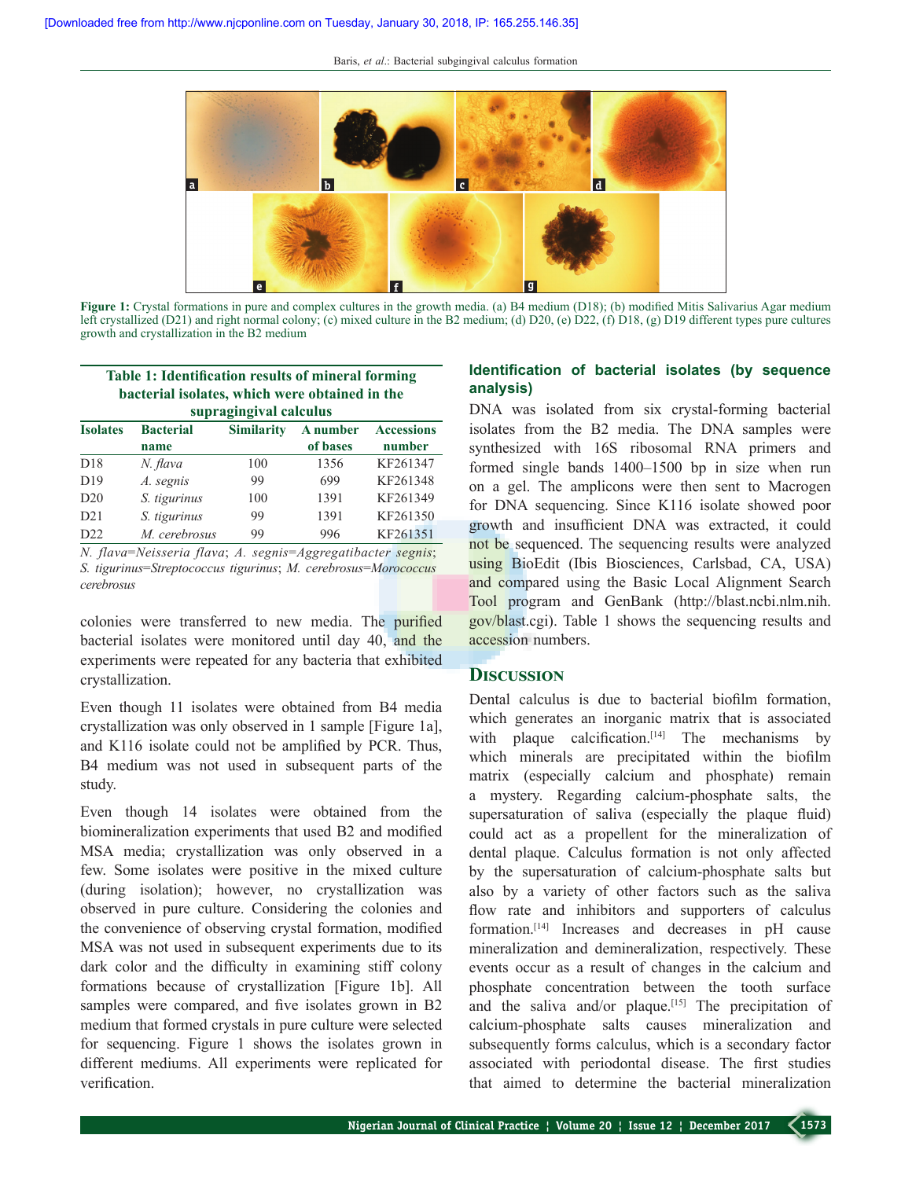Figure 1: Crystal formations in pure and complex cultures in the growth media. (a) B4 medium (D18); (b) modified Mitis Salivarius Agar medium left crystallized (D21) and right normal colony; (c) mixed culture in the B2 medium; (d) D20, (e) D22, (f) D18, (g) D19 different types pure cultures growth and crystallization in the B2 medium

**Table 1: Identification results of mineral forming bacterial isolates, which were obtained in the supragingival calculus**

| Isolates | Bacterial name | Similarity | A number of bases | Accessions number |
|---|---|---|---|---|
| D18 | *N. flava* | 100 | 1356 | KF261347 |
| D19 | *A. segnis* | 99 | 699 | KF261348 |
| D20 | *S. tigurinus* | 100 | 1391 | KF261349 |
| D21 | *S. tigurinus* | 99 | 1391 | KF261350 |
| D22 | *M. cerebrosus* | 99 | 996 | KF261351 |

*N. flava=Neisseria flava*; *A. segnis=Aggregatibacter segnis*; *S. tigurinus=Streptococcus tigurinus*; *M. cerebrosus=Morococcus cerebrosus*

colonies were transferred to new media. The purified bacterial isolates were monitored until day 40, and the experiments were repeated for any bacteria that exhibited crystallization.

Even though 11 isolates were obtained from B4 media crystallization was only observed in 1 sample [Figure 1a], and K116 isolate could not be amplified by PCR. Thus, B4 medium was not used in subsequent parts of the study.

Even though 14 isolates were obtained from the biomineralization experiments that used B2 and modified MSA media; crystallization was only observed in a few. Some isolates were positive in the mixed culture (during isolation); however, no crystallization was observed in pure culture. Considering the colonies and the convenience of observing crystal formation, modified MSA was not used in subsequent experiments due to its dark color and the difficulty in examining stiff colony formations because of crystallization [Figure 1b]. All samples were compared, and five isolates grown in B2 medium that formed crystals in pure culture were selected for sequencing. Figure 1 shows the isolates grown in different mediums. All experiments were replicated for verification.

### Identification of bacterial isolates (by sequence analysis)

DNA was isolated from six crystal-forming bacterial isolates from the B2 media. The DNA samples were synthesized with 16S ribosomal RNA primers and formed single bands 1400–1500 bp in size when run on a gel. The amplicons were then sent to Macrogen for DNA sequencing. Since K116 isolate showed poor growth and insufficient DNA was extracted, it could not be sequenced. The sequencing results were analyzed using BioEdit (Ibis Biosciences, Carlsbad, CA, USA) and compared using the Basic Local Alignment Search Tool program and GenBank (http://blast.ncbi.nlm.nih.gov/blast.cgi). Table 1 shows the sequencing results and accession numbers.

## Discussion

Dental calculus is due to bacterial biofilm formation, which generates an inorganic matrix that is associated with plaque calcification.[14] The mechanisms by which minerals are precipitated within the biofilm matrix (especially calcium and phosphate) remain a mystery. Regarding calcium-phosphate salts, the supersaturation of saliva (especially the plaque fluid) could act as a propellent for the mineralization of dental plaque. Calculus formation is not only affected by the supersaturation of calcium-phosphate salts but also by a variety of other factors such as the saliva flow rate and inhibitors and supporters of calculus formation.[14] Increases and decreases in pH cause mineralization and demineralization, respectively. These events occur as a result of changes in the calcium and phosphate concentration between the tooth surface and the saliva and/or plaque.[15] The precipitation of calcium-phosphate salts causes mineralization and subsequently forms calculus, which is a secondary factor associated with periodontal disease. The first studies that aimed to determine the bacterial mineralization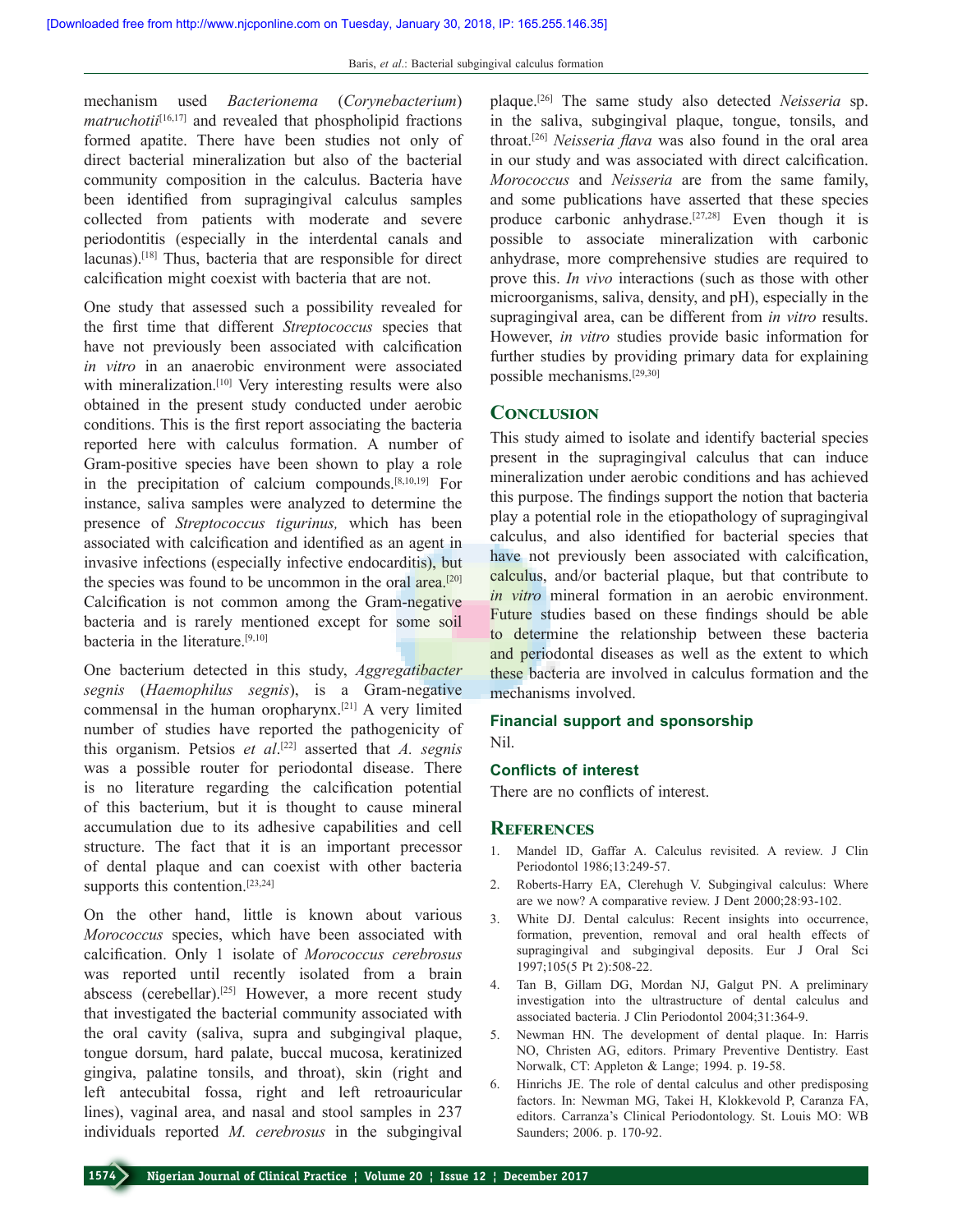mechanism used *Bacterionema* (*Corynebacterium*) *matruchotii*[16,17] and revealed that phospholipid fractions formed apatite. There have been studies not only of direct bacterial mineralization but also of the bacterial community composition in the calculus. Bacteria have been identified from supragingival calculus samples collected from patients with moderate and severe periodontitis (especially in the interdental canals and lacunas).[18] Thus, bacteria that are responsible for direct calcification might coexist with bacteria that are not.

One study that assessed such a possibility revealed for the first time that different *Streptococcus* species that have not previously been associated with calcification *in vitro* in an anaerobic environment were associated with mineralization.[10] Very interesting results were also obtained in the present study conducted under aerobic conditions. This is the first report associating the bacteria reported here with calculus formation. A number of Gram-positive species have been shown to play a role in the precipitation of calcium compounds.[8,10,19] For instance, saliva samples were analyzed to determine the presence of *Streptococcus tigurinus,* which has been associated with calcification and identified as an agent in invasive infections (especially infective endocarditis), but the species was found to be uncommon in the oral area.[20] Calcification is not common among the Gram-negative bacteria and is rarely mentioned except for some soil bacteria in the literature.[9,10]

One bacterium detected in this study, *Aggregatibacter segnis* (*Haemophilus segnis*), is a Gram-negative commensal in the human oropharynx.[21] A very limited number of studies have reported the pathogenicity of this organism. Petsios *et al*.[22] asserted that *A. segnis* was a possible router for periodontal disease. There is no literature regarding the calcification potential of this bacterium, but it is thought to cause mineral accumulation due to its adhesive capabilities and cell structure. The fact that it is an important precessor of dental plaque and can coexist with other bacteria supports this contention.[23,24]

On the other hand, little is known about various *Morococcus* species, which have been associated with calcification. Only 1 isolate of *Morococcus cerebrosus* was reported until recently isolated from a brain abscess (cerebellar).[25] However, a more recent study that investigated the bacterial community associated with the oral cavity (saliva, supra and subgingival plaque, tongue dorsum, hard palate, buccal mucosa, keratinized gingiva, palatine tonsils, and throat), skin (right and left antecubital fossa, right and left retroauricular lines), vaginal area, and nasal and stool samples in 237 individuals reported *M. cerebrosus* in the subgingival plaque.[26] The same study also detected *Neisseria* sp. in the saliva, subgingival plaque, tongue, tonsils, and throat.[26] *Neisseria flava* was also found in the oral area in our study and was associated with direct calcification. *Morococcus* and *Neisseria* are from the same family, and some publications have asserted that these species produce carbonic anhydrase.[27,28] Even though it is possible to associate mineralization with carbonic anhydrase, more comprehensive studies are required to prove this. *In vivo* interactions (such as those with other microorganisms, saliva, density, and pH), especially in the supragingival area, can be different from *in vitro* results. However, *in vitro* studies provide basic information for further studies by providing primary data for explaining possible mechanisms.[29,30]

## Conclusion

This study aimed to isolate and identify bacterial species present in the supragingival calculus that can induce mineralization under aerobic conditions and has achieved this purpose. The findings support the notion that bacteria play a potential role in the etiopathology of supragingival calculus, and also identified for bacterial species that have not previously been associated with calcification, calculus, and/or bacterial plaque, but that contribute to *in vitro* mineral formation in an aerobic environment. Future studies based on these findings should be able to determine the relationship between these bacteria and periodontal diseases as well as the extent to which these bacteria are involved in calculus formation and the mechanisms involved.

### Financial support and sponsorship

Nil.

### Conflicts of interest

There are no conflicts of interest.

## References

1. Mandel ID, Gaffar A. Calculus revisited. A review. J Clin Periodontol 1986;13:249-57.
2. Roberts-Harry EA, Clerehugh V. Subgingival calculus: Where are we now? A comparative review. J Dent 2000;28:93-102.
3. White DJ. Dental calculus: Recent insights into occurrence, formation, prevention, removal and oral health effects of supragingival and subgingival deposits. Eur J Oral Sci 1997;105(5 Pt 2):508-22.
4. Tan B, Gillam DG, Mordan NJ, Galgut PN. A preliminary investigation into the ultrastructure of dental calculus and associated bacteria. J Clin Periodontol 2004;31:364-9.
5. Newman HN. The development of dental plaque. In: Harris NO, Christen AG, editors. Primary Preventive Dentistry. East Norwalk, CT: Appleton & Lange; 1994. p. 19-58.
6. Hinrichs JE. The role of dental calculus and other predisposing factors. In: Newman MG, Takei H, Klokkevold P, Caranza FA, editors. Carranza's Clinical Periodontology. St. Louis MO: WB Saunders; 2006. p. 170-92.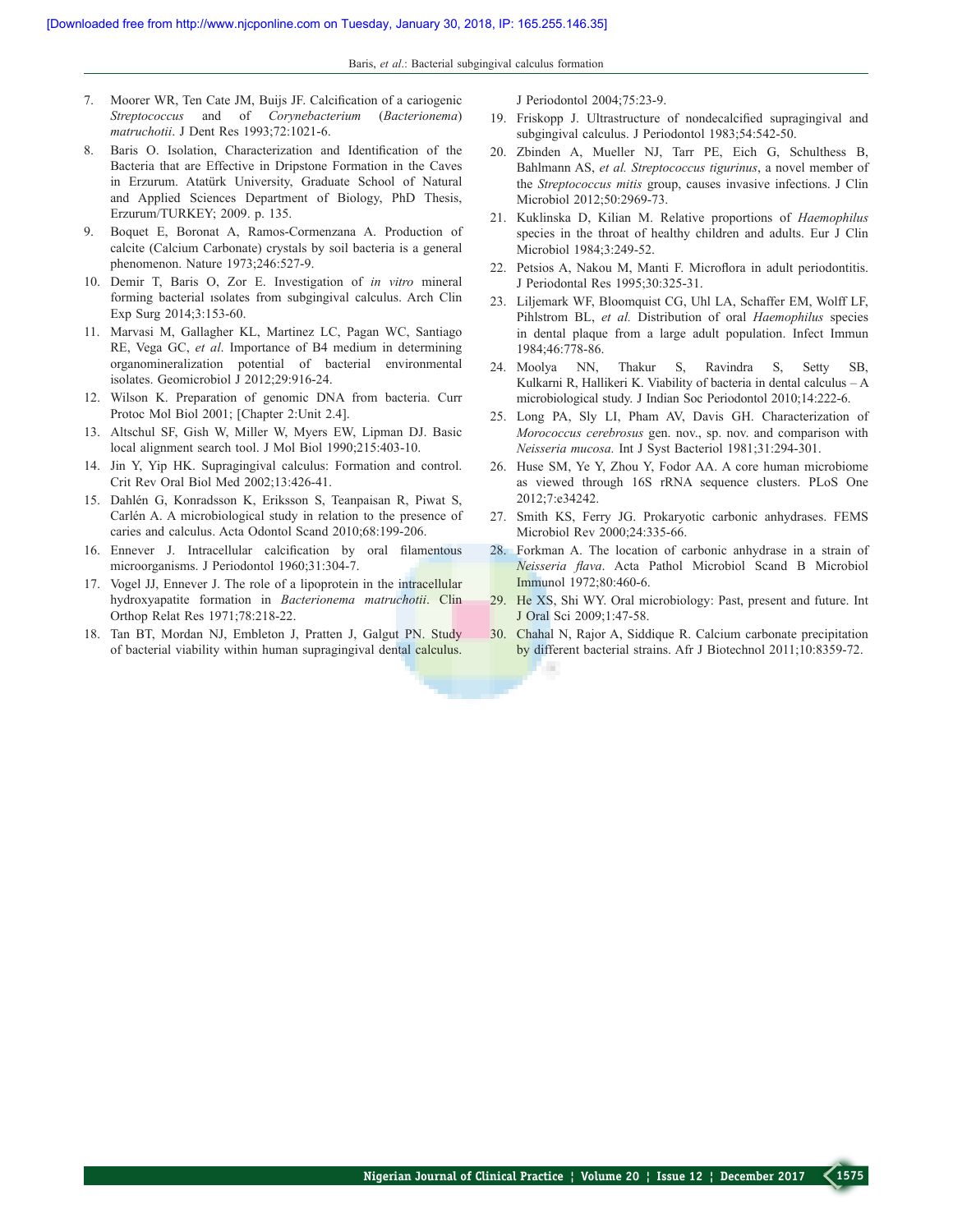7. Moorer WR, Ten Cate JM, Buijs JF. Calcification of a cariogenic *Streptococcus* and of *Corynebacterium* (*Bacterionema*) *matruchotii*. J Dent Res 1993;72:1021-6.
8. Baris O. Isolation, Characterization and Identification of the Bacteria that are Effective in Dripstone Formation in the Caves in Erzurum. Atatürk University, Graduate School of Natural and Applied Sciences Department of Biology, PhD Thesis, Erzurum/TURKEY; 2009. p. 135.
9. Boquet E, Boronat A, Ramos-Cormenzana A. Production of calcite (Calcium Carbonate) crystals by soil bacteria is a general phenomenon. Nature 1973;246:527-9.
10. Demir T, Baris O, Zor E. Investigation of *in vitro* mineral forming bacterial ısolates from subgingival calculus. Arch Clin Exp Surg 2014;3:153-60.
11. Marvasi M, Gallagher KL, Martinez LC, Pagan WC, Santiago RE, Vega GC, *et al*. Importance of B4 medium in determining organomineralization potential of bacterial environmental isolates. Geomicrobiol J 2012;29:916-24.
12. Wilson K. Preparation of genomic DNA from bacteria. Curr Protoc Mol Biol 2001; [Chapter 2:Unit 2.4].
13. Altschul SF, Gish W, Miller W, Myers EW, Lipman DJ. Basic local alignment search tool. J Mol Biol 1990;215:403-10.
14. Jin Y, Yip HK. Supragingival calculus: Formation and control. Crit Rev Oral Biol Med 2002;13:426-41.
15. Dahlén G, Konradsson K, Eriksson S, Teanpaisan R, Piwat S, Carlén A. A microbiological study in relation to the presence of caries and calculus. Acta Odontol Scand 2010;68:199-206.
16. Ennever J. Intracellular calcification by oral filamentous microorganisms. J Periodontol 1960;31:304-7.
17. Vogel JJ, Ennever J. The role of a lipoprotein in the intracellular hydroxyapatite formation in *Bacterionema matruchotii*. Clin Orthop Relat Res 1971;78:218-22.
18. Tan BT, Mordan NJ, Embleton J, Pratten J, Galgut PN. Study of bacterial viability within human supragingival dental calculus. J Periodontol 2004;75:23-9.
19. Friskopp J. Ultrastructure of nondecalcified supragingival and subgingival calculus. J Periodontol 1983;54:542-50.
20. Zbinden A, Mueller NJ, Tarr PE, Eich G, Schulthess B, Bahlmann AS, *et al. Streptococcus tigurinus*, a novel member of the *Streptococcus mitis* group, causes invasive infections. J Clin Microbiol 2012;50:2969-73.
21. Kuklinska D, Kilian M. Relative proportions of *Haemophilus* species in the throat of healthy children and adults. Eur J Clin Microbiol 1984;3:249-52.
22. Petsios A, Nakou M, Manti F. Microflora in adult periodontitis. J Periodontal Res 1995;30:325-31.
23. Liljemark WF, Bloomquist CG, Uhl LA, Schaffer EM, Wolff LF, Pihlstrom BL, *et al.* Distribution of oral *Haemophilus* species in dental plaque from a large adult population. Infect Immun 1984;46:778-86.
24. Moolya NN, Thakur S, Ravindra S, Setty SB, Kulkarni R, Hallikeri K. Viability of bacteria in dental calculus – A microbiological study. J Indian Soc Periodontol 2010;14:222-6.
25. Long PA, Sly LI, Pham AV, Davis GH. Characterization of *Morococcus cerebrosus* gen. nov., sp. nov. and comparison with *Neisseria mucosa.* Int J Syst Bacteriol 1981;31:294-301.
26. Huse SM, Ye Y, Zhou Y, Fodor AA. A core human microbiome as viewed through 16S rRNA sequence clusters. PLoS One 2012;7:e34242.
27. Smith KS, Ferry JG. Prokaryotic carbonic anhydrases. FEMS Microbiol Rev 2000;24:335-66.
28. Forkman A. The location of carbonic anhydrase in a strain of *Neisseria flava*. Acta Pathol Microbiol Scand B Microbiol Immunol 1972;80:460-6.
29. He XS, Shi WY. Oral microbiology: Past, present and future. Int J Oral Sci 2009;1:47-58.
30. Chahal N, Rajor A, Siddique R. Calcium carbonate precipitation by different bacterial strains. Afr J Biotechnol 2011;10:8359-72.